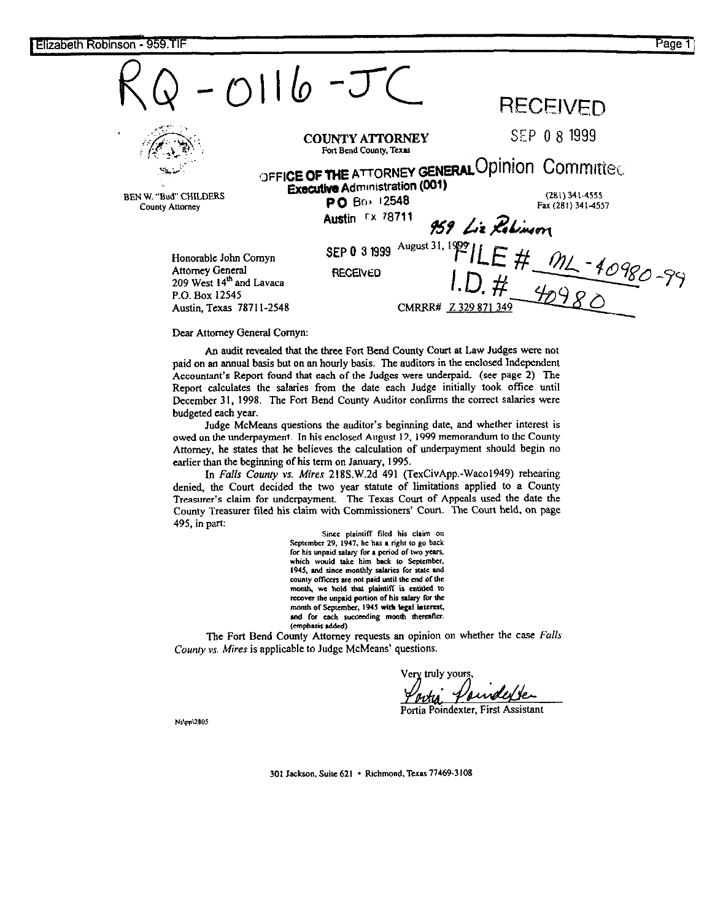RQ-0116-JC

RECEIVED

SEP 0 8 1999

**COUNTY ATTORNEY**
Fort Bend County, Texas

OFFICE OF THE ATTORNEY GENERAL Opinion Committee
Executive Administration (001)
PO Box 12548
Austin TX 78711

BEN W. "Bud" CHILDERS
County Attorney

(281) 341-4555
Fax (281) 341-4557

959 Liz Robinson

SEP 0 3 1999
RECEIVED

August 31, 1999

FILE # ML-40980-99
I.D. # 40980

Honorable John Cornyn
Attorney General
209 West 14th and Lavaca
P.O. Box 12545
Austin, Texas 78711-2548

CMRRR# Z 329 871 349

Dear Attorney General Cornyn:

An audit revealed that the three Fort Bend County Court at Law Judges were not paid on an annual basis but on an hourly basis. The auditors in the enclosed Independent Accountant's Report found that each of the Judges were underpaid. (see page 2) The Report calculates the salaries from the date each Judge initially took office until December 31, 1998. The Fort Bend County Auditor confirms the correct salaries were budgeted each year.

Judge McMeans questions the auditor's beginning date, and whether interest is owed on the underpayment. In his enclosed August 12, 1999 memorandum to the County Attorney, he states that he believes the calculation of underpayment should begin no earlier than the beginning of his term on January, 1995.

In *Falls County vs. Mires* 218S.W.2d 491 (TexCivApp.-Waco1949) rehearing denied, the Court decided the two year statute of limitations applied to a County Treasurer's claim for underpayment. The Texas Court of Appeals used the date the County Treasurer filed his claim with Commissioners' Court. The Court held, on page 495, in part:

> Since plaintiff filed his claim on September 29, 1947, he has a right to go back for his unpaid salary for a period of two years, which would take him back to September, 1945, and since monthly salaries for state and county officers are not paid until the end of the month, we hold that plaintiff is entitled to recover the unpaid portion of his salary for the month of September, 1945 **with legal interest**, and for each succeeding month thereafter. (emphasis added)

The Fort Bend County Attorney requests an opinion on whether the case *Falls County vs. Mires* is applicable to Judge McMeans' questions.

Very truly yours,

Portia Poindexter

Portia Poindexter, First Assistant

Ns\pp\2805

301 Jackson, Suite 621 • Richmond, Texas 77469-3108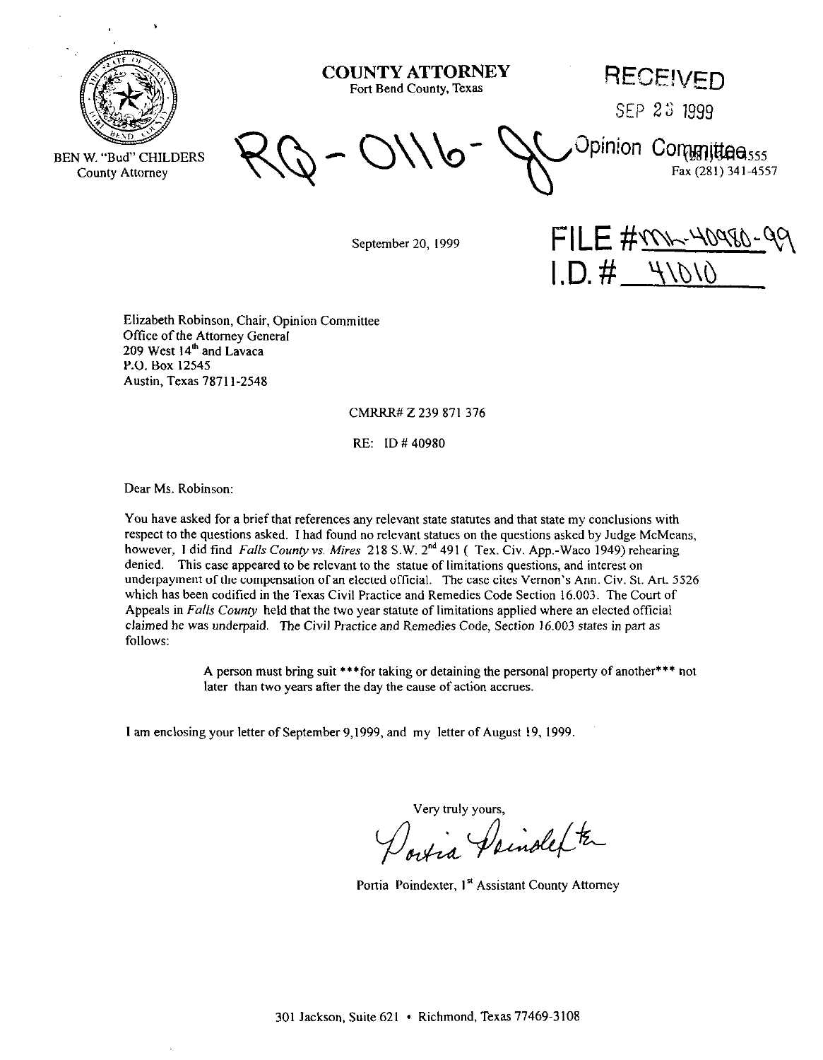**COUNTY ATTORNEY**
Fort Bend County, Texas

BEN W. "Bud" CHILDERS
County Attorney

RECEIVED
SEP 23 1999
Opinion Committee

RQ-0116-JC

(281) 341-4555
Fax (281) 341-4557

September 20, 1999

FILE # ML-40980-99
I.D. # 41010

Elizabeth Robinson, Chair, Opinion Committee
Office of the Attorney General
209 West 14[th] and Lavaca
P.O. Box 12545
Austin, Texas 78711-2548

CMRRR# Z 239 871 376

RE: ID # 40980

Dear Ms. Robinson:

You have asked for a brief that references any relevant state statutes and that state my conclusions with respect to the questions asked. I had found no relevant statues on the questions asked by Judge McMeans, however, I did find *Falls County vs. Mires* 218 S.W. 2[nd] 491 ( Tex. Civ. App.-Waco 1949) rehearing denied. This case appeared to be relevant to the statue of limitations questions, and interest on underpayment of the compensation of an elected official. The case cites Vernon's Ann. Civ. St. Art. 5526 which has been codified in the Texas Civil Practice and Remedies Code Section 16.003. The Court of Appeals in *Falls County* held that the two year statute of limitations applied where an elected official claimed he was underpaid. The Civil Practice and Remedies Code, Section 16.003 states in part as follows:

> A person must bring suit ***for taking or detaining the personal property of another*** not later than two years after the day the cause of action accrues.

I am enclosing your letter of September 9,1999, and my letter of August 19, 1999.

Very truly yours,

Portia Poindexter

Portia Poindexter, 1[st] Assistant County Attorney

301 Jackson, Suite 621 • Richmond, Texas 77469-3108